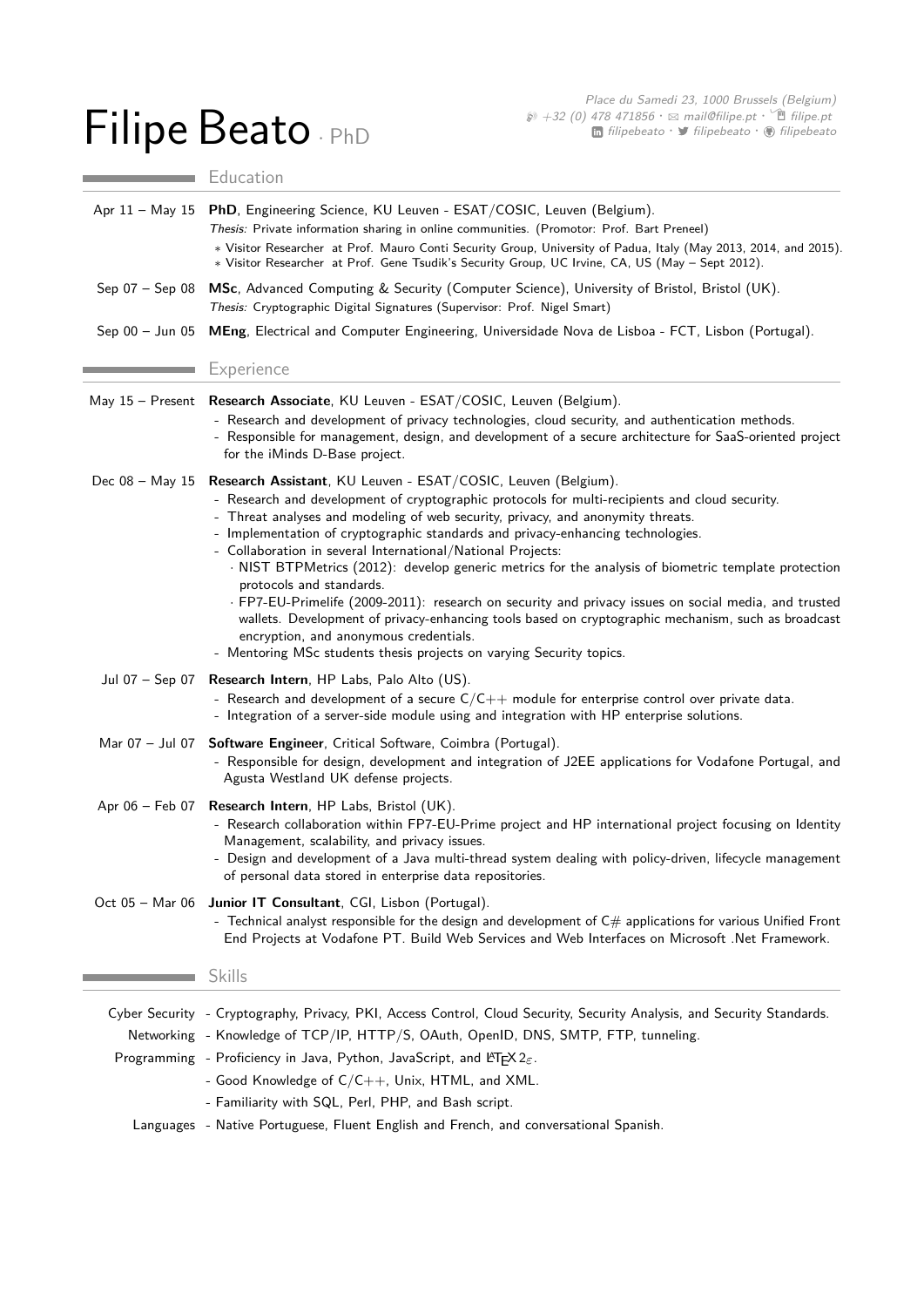# Filipe Beato · PhD

Place du Samedi 23, 1000 Brussels (Belgium)
+32 (0) 478 471856 · mail@filipe.pt · filipe.pt
filipebeato · filipebeato · filipebeato

## Education

**Apr 11 – May 15** **PhD**, Engineering Science, KU Leuven - ESAT/COSIC, Leuven (Belgium).
*Thesis:* Private information sharing in online communities. (Promotor: Prof. Bart Preneel)
- ∗ Visitor Researcher at Prof. Mauro Conti Security Group, University of Padua, Italy (May 2013, 2014, and 2015).
- ∗ Visitor Researcher at Prof. Gene Tsudik's Security Group, UC Irvine, CA, US (May – Sept 2012).

**Sep 07 – Sep 08** **MSc**, Advanced Computing & Security (Computer Science), University of Bristol, Bristol (UK).
*Thesis:* Cryptographic Digital Signatures (Supervisor: Prof. Nigel Smart)

**Sep 00 – Jun 05** **MEng**, Electrical and Computer Engineering, Universidade Nova de Lisboa - FCT, Lisbon (Portugal).

## Experience

**May 15 – Present** **Research Associate**, KU Leuven - ESAT/COSIC, Leuven (Belgium).
- Research and development of privacy technologies, cloud security, and authentication methods.
- Responsible for management, design, and development of a secure architecture for SaaS-oriented project for the iMinds D-Base project.

**Dec 08 – May 15** **Research Assistant**, KU Leuven - ESAT/COSIC, Leuven (Belgium).
- Research and development of cryptographic protocols for multi-recipients and cloud security.
- Threat analyses and modeling of web security, privacy, and anonymity threats.
- Implementation of cryptographic standards and privacy-enhancing technologies.
- Collaboration in several International/National Projects:
  - NIST BTPMetrics (2012): develop generic metrics for the analysis of biometric template protection protocols and standards.
  - FP7-EU-Primelife (2009-2011): research on security and privacy issues on social media, and trusted wallets. Development of privacy-enhancing tools based on cryptographic mechanism, such as broadcast encryption, and anonymous credentials.
- Mentoring MSc students thesis projects on varying Security topics.

**Jul 07 – Sep 07** **Research Intern**, HP Labs, Palo Alto (US).
- Research and development of a secure C/C++ module for enterprise control over private data.
- Integration of a server-side module using and integration with HP enterprise solutions.

**Mar 07 – Jul 07** **Software Engineer**, Critical Software, Coimbra (Portugal).
- Responsible for design, development and integration of J2EE applications for Vodafone Portugal, and Agusta Westland UK defense projects.

**Apr 06 – Feb 07** **Research Intern**, HP Labs, Bristol (UK).
- Research collaboration within FP7-EU-Prime project and HP international project focusing on Identity Management, scalability, and privacy issues.
- Design and development of a Java multi-thread system dealing with policy-driven, lifecycle management of personal data stored in enterprise data repositories.

**Oct 05 – Mar 06** **Junior IT Consultant**, CGI, Lisbon (Portugal).
- Technical analyst responsible for the design and development of C# applications for various Unified Front End Projects at Vodafone PT. Build Web Services and Web Interfaces on Microsoft .Net Framework.

## Skills

**Cyber Security** - Cryptography, Privacy, PKI, Access Control, Cloud Security, Security Analysis, and Security Standards.

**Networking** - Knowledge of TCP/IP, HTTP/S, OAuth, OpenID, DNS, SMTP, FTP, tunneling.

**Programming**
- Proficiency in Java, Python, JavaScript, and LaTeX $2_\varepsilon$.
- Good Knowledge of C/C++, Unix, HTML, and XML.
- Familiarity with SQL, Perl, PHP, and Bash script.

**Languages** - Native Portuguese, Fluent English and French, and conversational Spanish.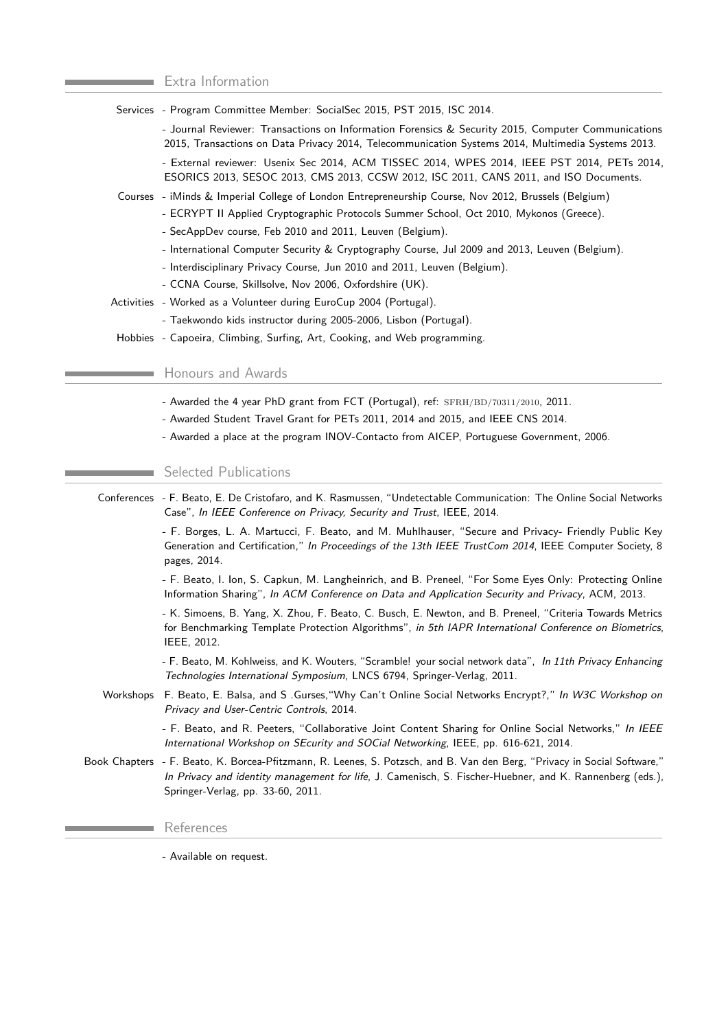## Extra Information

**Services**

- Program Committee Member: SocialSec 2015, PST 2015, ISC 2014.
- Journal Reviewer: Transactions on Information Forensics & Security 2015, Computer Communications 2015, Transactions on Data Privacy 2014, Telecommunication Systems 2014, Multimedia Systems 2013.
- External reviewer: Usenix Sec 2014, ACM TISSEC 2014, WPES 2014, IEEE PST 2014, PETs 2014, ESORICS 2013, SESOC 2013, CMS 2013, CCSW 2012, ISC 2011, CANS 2011, and ISO Documents.

**Courses**

- iMinds & Imperial College of London Entrepreneurship Course, Nov 2012, Brussels (Belgium)
- ECRYPT II Applied Cryptographic Protocols Summer School, Oct 2010, Mykonos (Greece).
- SecAppDev course, Feb 2010 and 2011, Leuven (Belgium).
- International Computer Security & Cryptography Course, Jul 2009 and 2013, Leuven (Belgium).
- Interdisciplinary Privacy Course, Jun 2010 and 2011, Leuven (Belgium).
- CCNA Course, Skillsolve, Nov 2006, Oxfordshire (UK).

**Activities**

- Worked as a Volunteer during EuroCup 2004 (Portugal).
- Taekwondo kids instructor during 2005-2006, Lisbon (Portugal).

**Hobbies**

- Capoeira, Climbing, Surfing, Art, Cooking, and Web programming.

## Honours and Awards

- Awarded the 4 year PhD grant from FCT (Portugal), ref: SFRH/BD/70311/2010, 2011.
- Awarded Student Travel Grant for PETs 2011, 2014 and 2015, and IEEE CNS 2014.
- Awarded a place at the program INOV-Contacto from AICEP, Portuguese Government, 2006.

## Selected Publications

**Conferences**

- F. Beato, E. De Cristofaro, and K. Rasmussen, "Undetectable Communication: The Online Social Networks Case", *In IEEE Conference on Privacy, Security and Trust*, IEEE, 2014.
- F. Borges, L. A. Martucci, F. Beato, and M. Muhlhauser, "Secure and Privacy- Friendly Public Key Generation and Certification," *In Proceedings of the 13th IEEE TrustCom 2014*, IEEE Computer Society, 8 pages, 2014.
- F. Beato, I. Ion, S. Capkun, M. Langheinrich, and B. Preneel, "For Some Eyes Only: Protecting Online Information Sharing", *In ACM Conference on Data and Application Security and Privacy*, ACM, 2013.
- K. Simoens, B. Yang, X. Zhou, F. Beato, C. Busch, E. Newton, and B. Preneel, "Criteria Towards Metrics for Benchmarking Template Protection Algorithms", *in 5th IAPR International Conference on Biometrics*, IEEE, 2012.
- F. Beato, M. Kohlweiss, and K. Wouters, "Scramble! your social network data", *In 11th Privacy Enhancing Technologies International Symposium*, LNCS 6794, Springer-Verlag, 2011.

**Workshops**

F. Beato, E. Balsa, and S .Gurses,"Why Can't Online Social Networks Encrypt?," *In W3C Workshop on Privacy and User-Centric Controls*, 2014.

- F. Beato, and R. Peeters, "Collaborative Joint Content Sharing for Online Social Networks," *In IEEE International Workshop on SEcurity and SOCial Networking*, IEEE, pp. 616-621, 2014.

**Book Chapters**

- F. Beato, K. Borcea-Pfitzmann, R. Leenes, S. Potzsch, and B. Van den Berg, "Privacy in Social Software," *In Privacy and identity management for life*, J. Camenisch, S. Fischer-Huebner, and K. Rannenberg (eds.), Springer-Verlag, pp. 33-60, 2011.

## References

- Available on request.